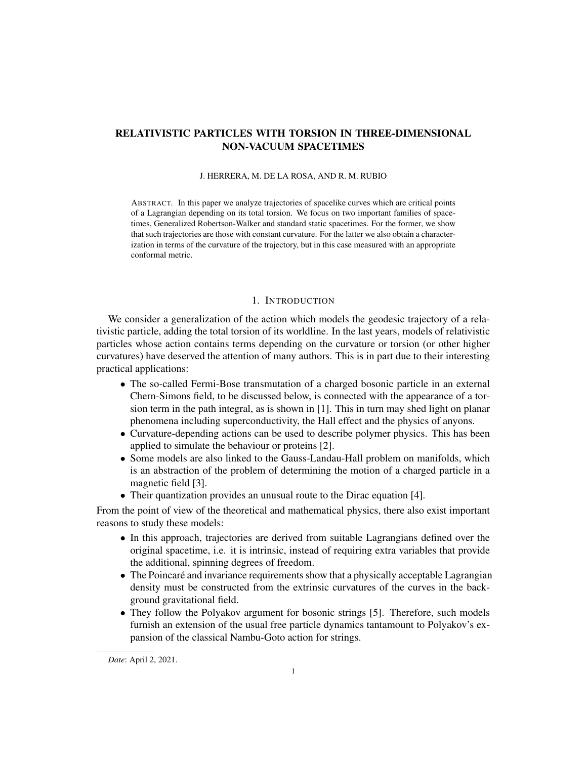# RELATIVISTIC PARTICLES WITH TORSION IN THREE-DIMENSIONAL NON-VACUUM SPACETIMES

J. HERRERA, M. DE LA ROSA, AND R. M. RUBIO

ABSTRACT. In this paper we analyze trajectories of spacelike curves which are critical points of a Lagrangian depending on its total torsion. We focus on two important families of spacetimes, Generalized Robertson-Walker and standard static spacetimes. For the former, we show that such trajectories are those with constant curvature. For the latter we also obtain a characterization in terms of the curvature of the trajectory, but in this case measured with an appropriate conformal metric.

## 1. INTRODUCTION

We consider a generalization of the action which models the geodesic trajectory of a relativistic particle, adding the total torsion of its worldline. In the last years, models of relativistic particles whose action contains terms depending on the curvature or torsion (or other higher curvatures) have deserved the attention of many authors. This is in part due to their interesting practical applications:

- The so-called Fermi-Bose transmutation of a charged bosonic particle in an external Chern-Simons field, to be discussed below, is connected with the appearance of a torsion term in the path integral, as is shown in [1]. This in turn may shed light on planar phenomena including superconductivity, the Hall effect and the physics of anyons.
- Curvature-depending actions can be used to describe polymer physics. This has been applied to simulate the behaviour or proteins [2].
- Some models are also linked to the Gauss-Landau-Hall problem on manifolds, which is an abstraction of the problem of determining the motion of a charged particle in a magnetic field [3].
- Their quantization provides an unusual route to the Dirac equation [4].

From the point of view of the theoretical and mathematical physics, there also exist important reasons to study these models:

- In this approach, trajectories are derived from suitable Lagrangians defined over the original spacetime, i.e. it is intrinsic, instead of requiring extra variables that provide the additional, spinning degrees of freedom.
- The Poincaré and invariance requirements show that a physically acceptable Lagrangian density must be constructed from the extrinsic curvatures of the curves in the background gravitational field.
- They follow the Polyakov argument for bosonic strings [5]. Therefore, such models furnish an extension of the usual free particle dynamics tantamount to Polyakov's expansion of the classical Nambu-Goto action for strings.

*Date*: April 2, 2021.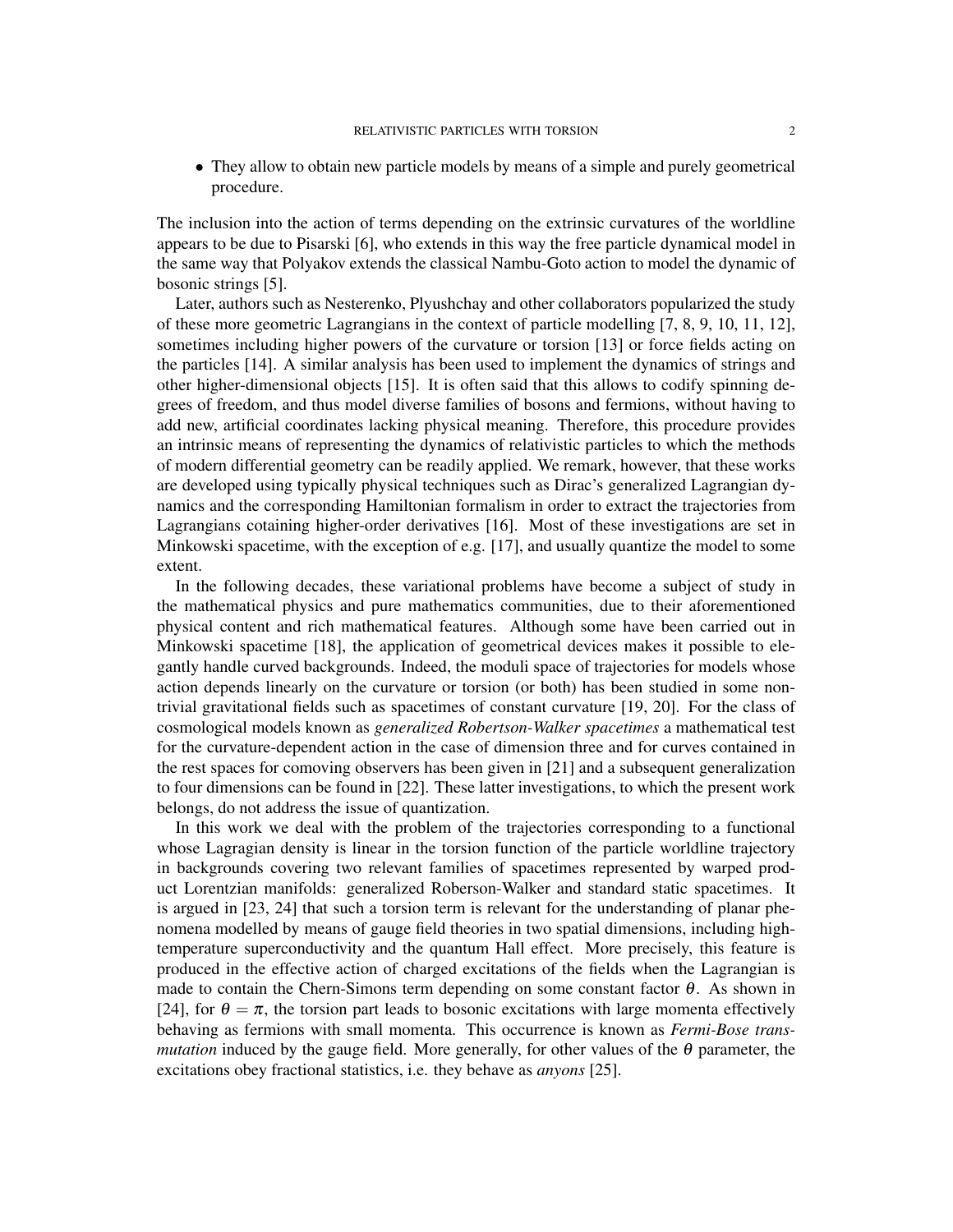- They allow to obtain new particle models by means of a simple and purely geometrical procedure.

The inclusion into the action of terms depending on the extrinsic curvatures of the worldline appears to be due to Pisarski [6], who extends in this way the free particle dynamical model in the same way that Polyakov extends the classical Nambu-Goto action to model the dynamic of bosonic strings [5].

Later, authors such as Nesterenko, Plyushchay and other collaborators popularized the study of these more geometric Lagrangians in the context of particle modelling [7, 8, 9, 10, 11, 12], sometimes including higher powers of the curvature or torsion [13] or force fields acting on the particles [14]. A similar analysis has been used to implement the dynamics of strings and other higher-dimensional objects [15]. It is often said that this allows to codify spinning degrees of freedom, and thus model diverse families of bosons and fermions, without having to add new, artificial coordinates lacking physical meaning. Therefore, this procedure provides an intrinsic means of representing the dynamics of relativistic particles to which the methods of modern differential geometry can be readily applied. We remark, however, that these works are developed using typically physical techniques such as Dirac's generalized Lagrangian dynamics and the corresponding Hamiltonian formalism in order to extract the trajectories from Lagrangians cotaining higher-order derivatives [16]. Most of these investigations are set in Minkowski spacetime, with the exception of e.g. [17], and usually quantize the model to some extent.

In the following decades, these variational problems have become a subject of study in the mathematical physics and pure mathematics communities, due to their aforementioned physical content and rich mathematical features. Although some have been carried out in Minkowski spacetime [18], the application of geometrical devices makes it possible to elegantly handle curved backgrounds. Indeed, the moduli space of trajectories for models whose action depends linearly on the curvature or torsion (or both) has been studied in some nontrivial gravitational fields such as spacetimes of constant curvature [19, 20]. For the class of cosmological models known as *generalized Robertson-Walker spacetimes* a mathematical test for the curvature-dependent action in the case of dimension three and for curves contained in the rest spaces for comoving observers has been given in [21] and a subsequent generalization to four dimensions can be found in [22]. These latter investigations, to which the present work belongs, do not address the issue of quantization.

In this work we deal with the problem of the trajectories corresponding to a functional whose Lagragian density is linear in the torsion function of the particle worldline trajectory in backgrounds covering two relevant families of spacetimes represented by warped product Lorentzian manifolds: generalized Roberson-Walker and standard static spacetimes. It is argued in [23, 24] that such a torsion term is relevant for the understanding of planar phenomena modelled by means of gauge field theories in two spatial dimensions, including high-temperature superconductivity and the quantum Hall effect. More precisely, this feature is produced in the effective action of charged excitations of the fields when the Lagrangian is made to contain the Chern-Simons term depending on some constant factor $\theta$. As shown in [24], for $\theta = \pi$, the torsion part leads to bosonic excitations with large momenta effectively behaving as fermions with small momenta. This occurrence is known as *Fermi-Bose transmutation* induced by the gauge field. More generally, for other values of the $\theta$ parameter, the excitations obey fractional statistics, i.e. they behave as *anyons* [25].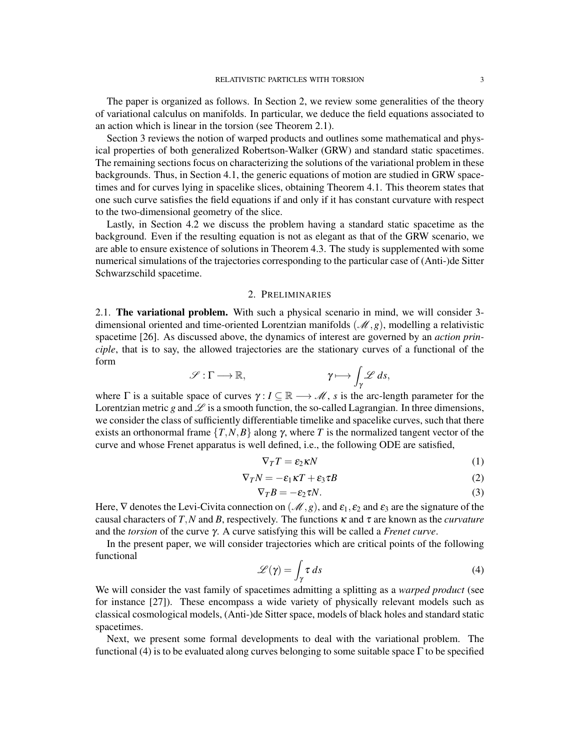The paper is organized as follows. In Section 2, we review some generalities of the theory of variational calculus on manifolds. In particular, we deduce the field equations associated to an action which is linear in the torsion (see Theorem 2.1).

Section 3 reviews the notion of warped products and outlines some mathematical and physical properties of both generalized Robertson-Walker (GRW) and standard static spacetimes. The remaining sections focus on characterizing the solutions of the variational problem in these backgrounds. Thus, in Section 4.1, the generic equations of motion are studied in GRW spacetimes and for curves lying in spacelike slices, obtaining Theorem 4.1. This theorem states that one such curve satisfies the field equations if and only if it has constant curvature with respect to the two-dimensional geometry of the slice.

Lastly, in Section 4.2 we discuss the problem having a standard static spacetime as the background. Even if the resulting equation is not as elegant as that of the GRW scenario, we are able to ensure existence of solutions in Theorem 4.3. The study is supplemented with some numerical simulations of the trajectories corresponding to the particular case of (Anti-)de Sitter Schwarzschild spacetime.

## 2. Preliminaries

2.1. **The variational problem.** With such a physical scenario in mind, we will consider 3-dimensional oriented and time-oriented Lorentzian manifolds $(\mathscr{M}, g)$, modelling a relativistic spacetime [26]. As discussed above, the dynamics of interest are governed by an *action principle*, that is to say, the allowed trajectories are the stationary curves of a functional of the form

$$\mathscr{S} : \Gamma \longrightarrow \mathbb{R}, \qquad\qquad \gamma \longmapsto \int_\gamma \mathscr{L}\, ds,$$

where $\Gamma$ is a suitable space of curves $\gamma : I \subseteq \mathbb{R} \longrightarrow \mathscr{M}$, $s$ is the arc-length parameter for the Lorentzian metric $g$ and $\mathscr{L}$ is a smooth function, the so-called Lagrangian. In three dimensions, we consider the class of sufficiently differentiable timelike and spacelike curves, such that there exists an orthonormal frame $\{T, N, B\}$ along $\gamma$, where $T$ is the normalized tangent vector of the curve and whose Frenet apparatus is well defined, i.e., the following ODE are satisfied,

$$\nabla_T T = \varepsilon_2 \kappa N \tag{1}$$

$$\nabla_T N = -\varepsilon_1 \kappa T + \varepsilon_3 \tau B \tag{2}$$

$$\nabla_T B = -\varepsilon_2 \tau N. \tag{3}$$

Here, $\nabla$ denotes the Levi-Civita connection on $(\mathscr{M}, g)$, and $\varepsilon_1, \varepsilon_2$ and $\varepsilon_3$ are the signature of the causal characters of $T, N$ and $B$, respectively. The functions $\kappa$ and $\tau$ are known as the *curvature* and the *torsion* of the curve $\gamma$. A curve satisfying this will be called a *Frenet curve*.

In the present paper, we will consider trajectories which are critical points of the following functional

$$\mathscr{L}(\gamma) = \int_\gamma \tau\, ds \tag{4}$$

We will consider the vast family of spacetimes admitting a splitting as a *warped product* (see for instance [27]). These encompass a wide variety of physically relevant models such as classical cosmological models, (Anti-)de Sitter space, models of black holes and standard static spacetimes.

Next, we present some formal developments to deal with the variational problem. The functional (4) is to be evaluated along curves belonging to some suitable space $\Gamma$ to be specified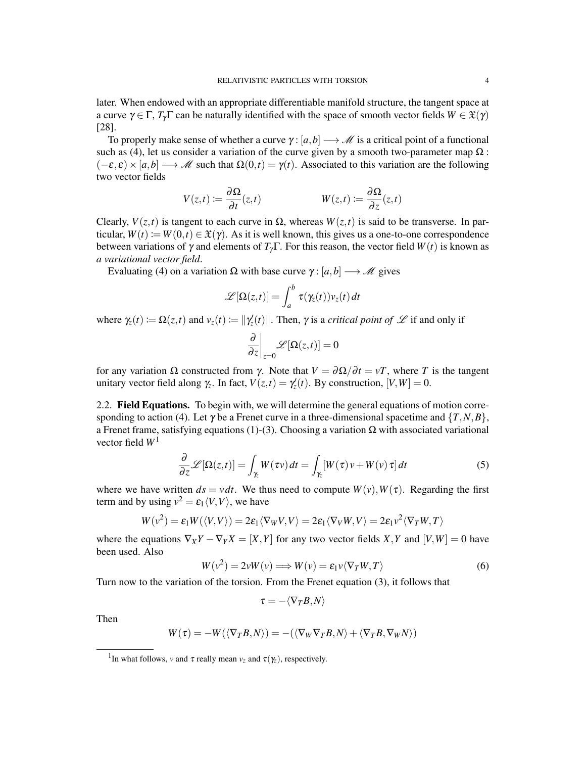later. When endowed with an appropriate differentiable manifold structure, the tangent space at a curve $\gamma \in \Gamma$, $T_\gamma\Gamma$ can be naturally identified with the space of smooth vector fields $W \in \mathfrak{X}(\gamma)$ [28].

To properly make sense of whether a curve $\gamma : [a,b] \longrightarrow \mathscr{M}$ is a critical point of a functional such as (4), let us consider a variation of the curve given by a smooth two-parameter map $\Omega : (-\varepsilon, \varepsilon) \times [a,b] \longrightarrow \mathscr{M}$ such that $\Omega(0,t) = \gamma(t)$. Associated to this variation are the following two vector fields

$$V(z,t) := \frac{\partial \Omega}{\partial t}(z,t) \qquad\qquad W(z,t) := \frac{\partial \Omega}{\partial z}(z,t)$$

Clearly, $V(z,t)$ is tangent to each curve in $\Omega$, whereas $W(z,t)$ is said to be transverse. In particular, $W(t) := W(0,t) \in \mathfrak{X}(\gamma)$. As it is well known, this gives us a one-to-one correspondence between variations of $\gamma$ and elements of $T_\gamma\Gamma$. For this reason, the vector field $W(t)$ is known as *a variational vector field*.

Evaluating (4) on a variation $\Omega$ with base curve $\gamma : [a,b] \longrightarrow \mathscr{M}$ gives

$$\mathscr{L}[\Omega(z,t)] = \int_a^b \tau(\gamma_z(t)) v_z(t)\, dt$$

where $\gamma_z(t) := \Omega(z,t)$ and $v_z(t) := \|\gamma_z'(t)\|$. Then, $\gamma$ is a *critical point of* $\mathscr{L}$ if and only if

$$\left.\frac{\partial}{\partial z}\right|_{z=0} \mathscr{L}[\Omega(z,t)] = 0$$

for any variation $\Omega$ constructed from $\gamma$. Note that $V = \partial\Omega/\partial t = vT$, where $T$ is the tangent unitary vector field along $\gamma_z$. In fact, $V(z,t) = \gamma_z'(t)$. By construction, $[V,W] = 0$.

2.2. **Field Equations.** To begin with, we will determine the general equations of motion corresponding to action (4). Let $\gamma$ be a Frenet curve in a three-dimensional spacetime and $\{T,N,B\}$, a Frenet frame, satisfying equations (1)-(3). Choosing a variation $\Omega$ with associated variational vector field $W$[1]

$$\frac{\partial}{\partial z}\mathscr{L}[\Omega(z,t)] = \int_{\gamma_z} W(\tau v)\, dt = \int_{\gamma_z} [W(\tau)\, v + W(v)\, \tau]\, dt \tag{5}$$

where we have written $ds = v\, dt$. We thus need to compute $W(v), W(\tau)$. Regarding the first term and by using $v^2 = \varepsilon_1 \langle V,V \rangle$, we have

$$W(v^2) = \varepsilon_1 W(\langle V,V\rangle) = 2\varepsilon_1 \langle \nabla_W V, V\rangle = 2\varepsilon_1 \langle \nabla_V W, V \rangle = 2\varepsilon_1 v^2 \langle \nabla_T W, T\rangle$$

where the equations $\nabla_X Y - \nabla_Y X = [X,Y]$ for any two vector fields $X,Y$ and $[V,W] = 0$ have been used. Also

$$W(v^2) = 2vW(v) \Longrightarrow W(v) = \varepsilon_1 v \langle \nabla_T W, T\rangle \tag{6}$$

Turn now to the variation of the torsion. From the Frenet equation (3), it follows that

$$\tau = -\langle \nabla_T B, N\rangle$$

Then

$$W(\tau) = -W(\langle \nabla_T B, N\rangle) = -(\langle \nabla_W \nabla_T B, N\rangle + \langle \nabla_T B, \nabla_W N\rangle)$$

[1] In what follows, $v$ and $\tau$ really mean $v_z$ and $\tau(\gamma_z)$, respectively.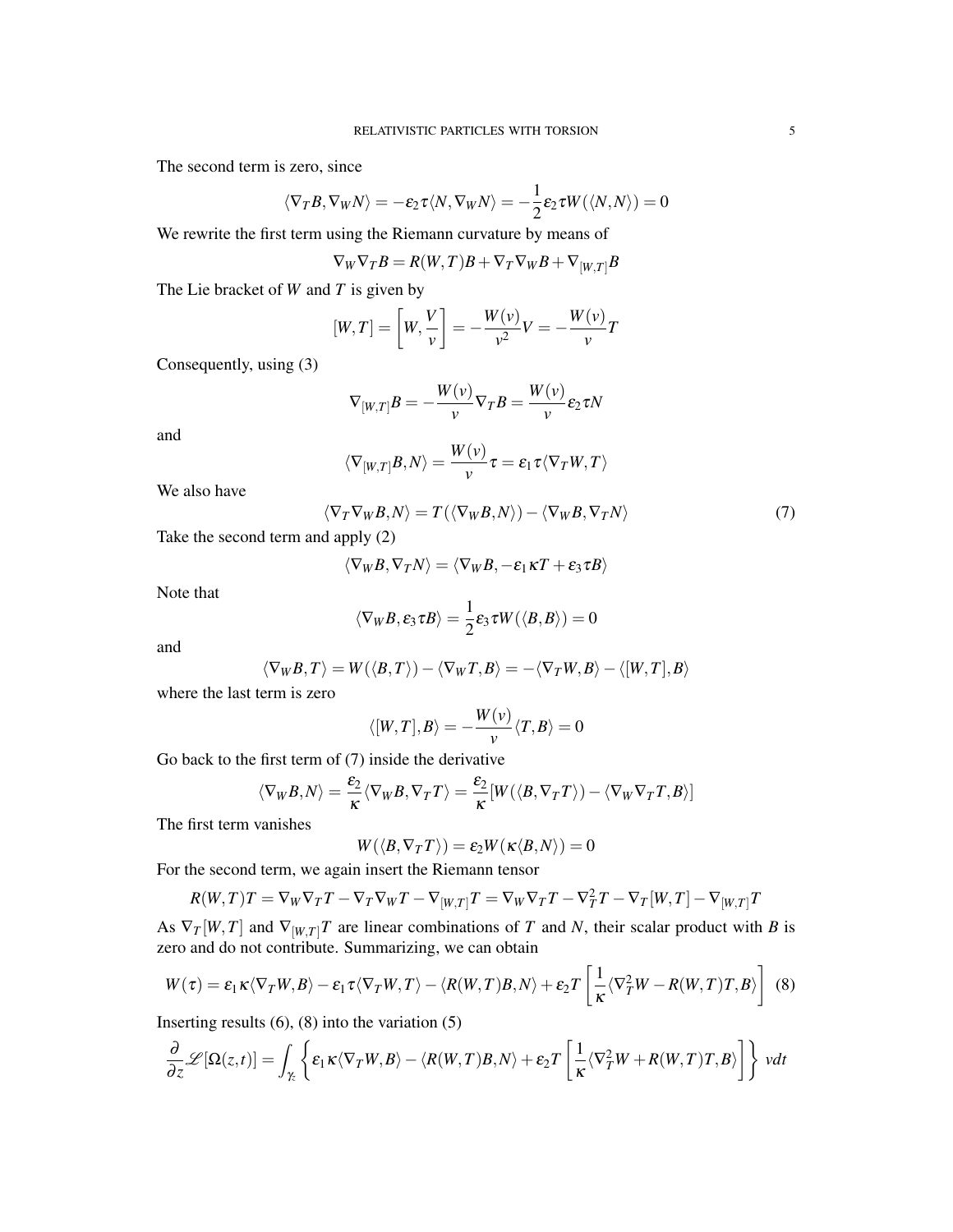The second term is zero, since

$$\langle \nabla_T B, \nabla_W N \rangle = -\varepsilon_2 \tau \langle N, \nabla_W N \rangle = -\frac{1}{2} \varepsilon_2 \tau W(\langle N, N \rangle) = 0$$

We rewrite the first term using the Riemann curvature by means of

$$\nabla_W \nabla_T B = R(W,T)B + \nabla_T \nabla_W B + \nabla_{[W,T]} B$$

The Lie bracket of $W$ and $T$ is given by

$$[W,T] = \left[ W, \frac{V}{v} \right] = -\frac{W(v)}{v^2} V = -\frac{W(v)}{v} T$$

Consequently, using (3)

$$\nabla_{[W,T]} B = -\frac{W(v)}{v} \nabla_T B = \frac{W(v)}{v} \varepsilon_2 \tau N$$

and

$$\langle \nabla_{[W,T]} B, N \rangle = \frac{W(v)}{v} \tau = \varepsilon_1 \tau \langle \nabla_T W, T \rangle$$

We also have

$$\langle \nabla_T \nabla_W B, N \rangle = T(\langle \nabla_W B, N \rangle) - \langle \nabla_W B, \nabla_T N \rangle \tag{7}$$

Take the second term and apply (2)

$$\langle \nabla_W B, \nabla_T N \rangle = \langle \nabla_W B, -\varepsilon_1 \kappa T + \varepsilon_3 \tau B \rangle$$

Note that

$$\langle \nabla_W B, \varepsilon_3 \tau B \rangle = \frac{1}{2} \varepsilon_3 \tau W(\langle B, B \rangle) = 0$$

and

$$\langle \nabla_W B, T \rangle = W(\langle B, T \rangle) - \langle \nabla_W T, B \rangle = -\langle \nabla_T W, B \rangle - \langle [W,T], B \rangle$$

where the last term is zero

$$\langle [W,T], B \rangle = -\frac{W(v)}{v} \langle T, B \rangle = 0$$

Go back to the first term of (7) inside the derivative

$$\langle \nabla_W B, N \rangle = \frac{\varepsilon_2}{\kappa} \langle \nabla_W B, \nabla_T T \rangle = \frac{\varepsilon_2}{\kappa} [W(\langle B, \nabla_T T \rangle) - \langle \nabla_W \nabla_T T, B \rangle]$$

The first term vanishes

$$W(\langle B, \nabla_T T \rangle) = \varepsilon_2 W(\kappa \langle B, N \rangle) = 0$$

For the second term, we again insert the Riemann tensor

$$R(W,T)T = \nabla_W \nabla_T T - \nabla_T \nabla_W T - \nabla_{[W,T]} T = \nabla_W \nabla_T T - \nabla_T^2 T - \nabla_T [W,T] - \nabla_{[W,T]} T$$

As $\nabla_T [W,T]$ and $\nabla_{[W,T]} T$ are linear combinations of $T$ and $N$, their scalar product with $B$ is zero and do not contribute. Summarizing, we can obtain

$$W(\tau) = \varepsilon_1 \kappa \langle \nabla_T W, B \rangle - \varepsilon_1 \tau \langle \nabla_T W, T \rangle - \langle R(W,T)B, N \rangle + \varepsilon_2 T \left[ \frac{1}{\kappa} \langle \nabla_T^2 W - R(W,T)T, B \rangle \right] \tag{8}$$

Inserting results (6), (8) into the variation (5)

$$\frac{\partial}{\partial z} \mathscr{L}[\Omega(z,t)] = \int_{\gamma_z} \left\{ \varepsilon_1 \kappa \langle \nabla_T W, B \rangle - \langle R(W,T)B, N \rangle + \varepsilon_2 T \left[ \frac{1}{\kappa} \langle \nabla_T^2 W + R(W,T)T, B \rangle \right] \right\} v dt$$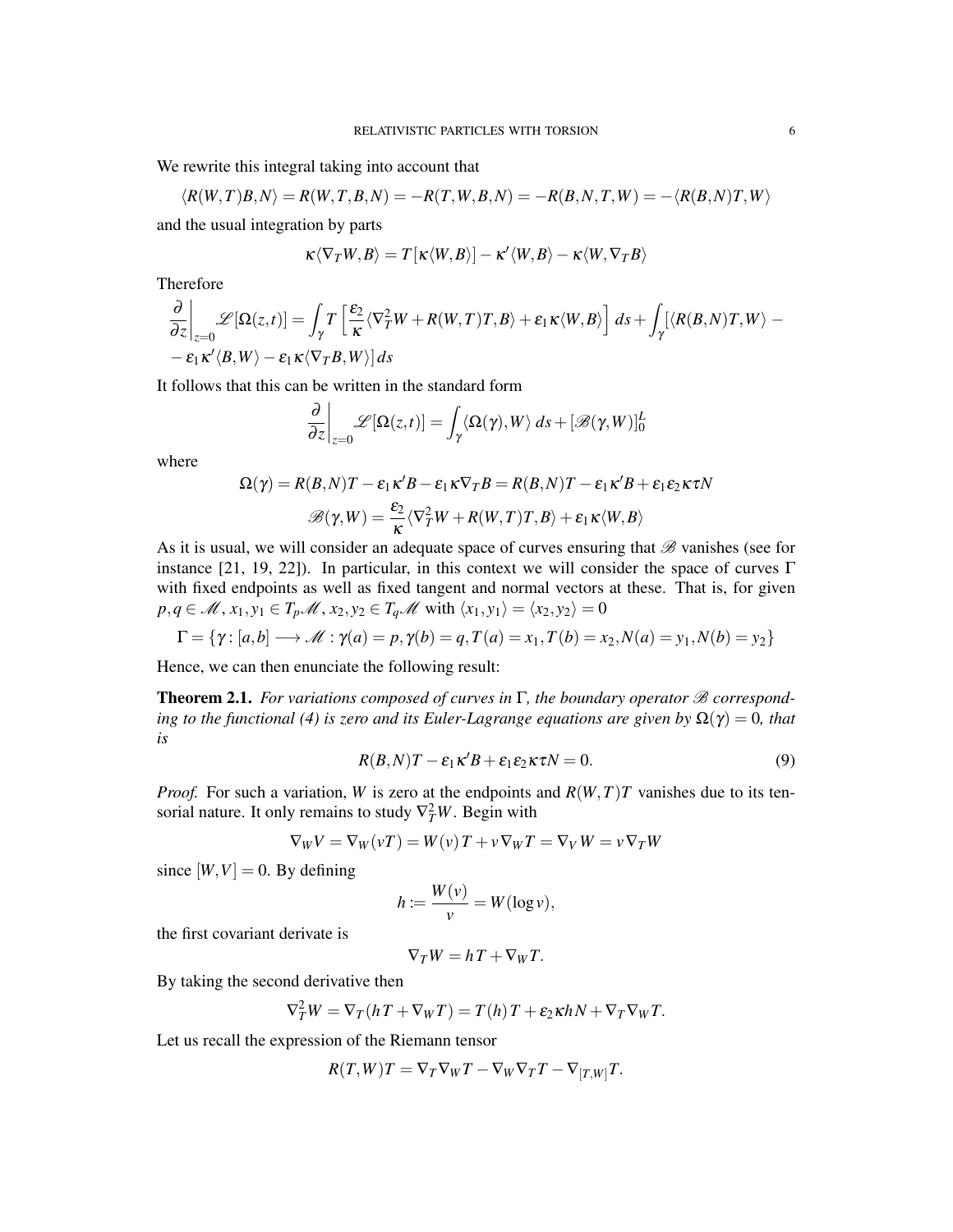We rewrite this integral taking into account that

$$\langle R(W,T)B,N\rangle = R(W,T,B,N) = -R(T,W,B,N) = -R(B,N,T,W) = -\langle R(B,N)T,W\rangle$$

and the usual integration by parts

$$\kappa\langle \nabla_T W, B\rangle = T\left[\kappa\langle W,B\rangle\right] - \kappa'\langle W,B\rangle - \kappa\langle W, \nabla_T B\rangle$$

Therefore

$$\left.\frac{\partial}{\partial z}\right|_{z=0} \mathscr{L}[\Omega(z,t)] = \int_\gamma T\left[\frac{\varepsilon_2}{\kappa}\langle \nabla_T^2 W + R(W,T)T, B\rangle + \varepsilon_1\kappa\langle W,B\rangle\right] ds + \int_\gamma [\langle R(B,N)T,W\rangle - \\ - \varepsilon_1\kappa'\langle B,W\rangle - \varepsilon_1\kappa\langle \nabla_T B, W\rangle]\, ds$$

It follows that this can be written in the standard form

$$\left.\frac{\partial}{\partial z}\right|_{z=0} \mathscr{L}[\Omega(z,t)] = \int_\gamma \langle \Omega(\gamma), W\rangle\, ds + [\mathscr{B}(\gamma,W)]_0^L$$

where

$$\Omega(\gamma) = R(B,N)T - \varepsilon_1\kappa' B - \varepsilon_1\kappa\nabla_T B = R(B,N)T - \varepsilon_1\kappa' B + \varepsilon_1\varepsilon_2\kappa\tau N$$

$$\mathscr{B}(\gamma,W) = \frac{\varepsilon_2}{\kappa}\langle \nabla_T^2 W + R(W,T)T, B\rangle + \varepsilon_1\kappa\langle W,B\rangle$$

As it is usual, we will consider an adequate space of curves ensuring that $\mathscr{B}$ vanishes (see for instance [21, 19, 22]). In particular, in this context we will consider the space of curves $\Gamma$ with fixed endpoints as well as fixed tangent and normal vectors at these. That is, for given $p,q \in \mathscr{M}$, $x_1, y_1 \in T_p\mathscr{M}$, $x_2, y_2 \in T_q\mathscr{M}$ with $\langle x_1, y_1\rangle = \langle x_2, y_2\rangle = 0$

$$\Gamma = \{\gamma : [a,b] \longrightarrow \mathscr{M} : \gamma(a) = p, \gamma(b) = q, T(a) = x_1, T(b) = x_2, N(a) = y_1, N(b) = y_2\}$$

Hence, we can then enunciate the following result:

**Theorem 2.1.** *For variations composed of curves in $\Gamma$, the boundary operator $\mathscr{B}$ corresponding to the functional (4) is zero and its Euler-Lagrange equations are given by $\Omega(\gamma) = 0$, that is*

$$R(B,N)T - \varepsilon_1\kappa' B + \varepsilon_1\varepsilon_2\kappa\tau N = 0. \tag{9}$$

*Proof.* For such a variation, $W$ is zero at the endpoints and $R(W,T)T$ vanishes due to its tensorial nature. It only remains to study $\nabla_T^2 W$. Begin with

$$\nabla_W V = \nabla_W(vT) = W(v)\,T + v\nabla_W T = \nabla_V W = v\nabla_T W$$

since $[W,V] = 0$. By defining

$$h := \frac{W(v)}{v} = W(\log v),$$

the first covariant derivate is

$$\nabla_T W = hT + \nabla_W T.$$

By taking the second derivative then

$$\nabla_T^2 W = \nabla_T(hT + \nabla_W T) = T(h)\,T + \varepsilon_2\kappa h N + \nabla_T\nabla_W T.$$

Let us recall the expression of the Riemann tensor

$$R(T,W)T = \nabla_T\nabla_W T - \nabla_W\nabla_T T - \nabla_{[T,W]}T.$$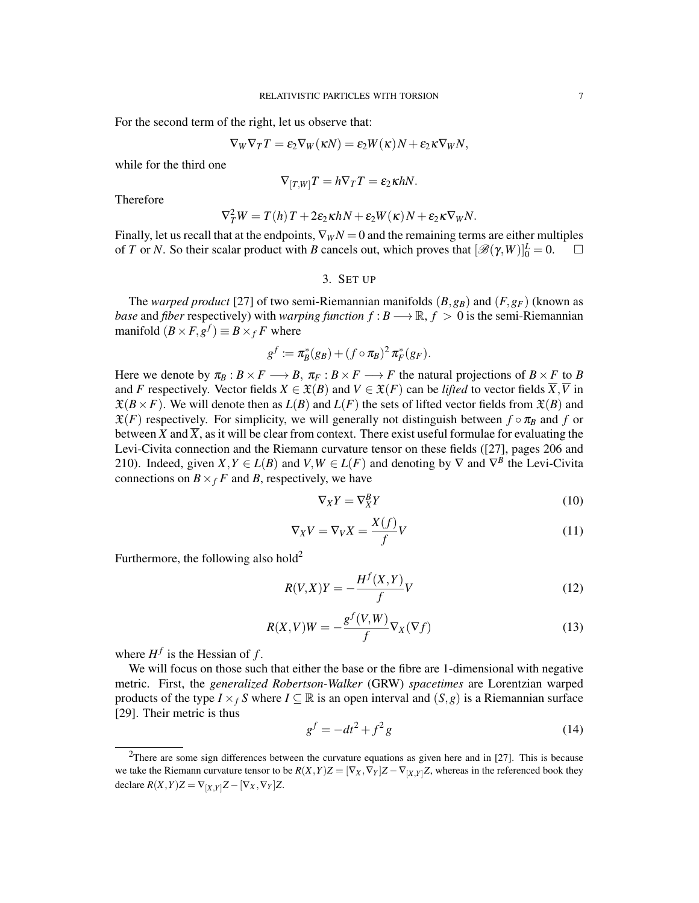For the second term of the right, let us observe that:

$$\nabla_W \nabla_T T = \varepsilon_2 \nabla_W (\kappa N) = \varepsilon_2 W(\kappa) N + \varepsilon_2 \kappa \nabla_W N,$$

while for the third one

$$\nabla_{[T,W]} T = h \nabla_T T = \varepsilon_2 \kappa h N.$$

Therefore

$$\nabla_T^2 W = T(h) T + 2\varepsilon_2 \kappa h N + \varepsilon_2 W(\kappa) N + \varepsilon_2 \kappa \nabla_W N.$$

Finally, let us recall that at the endpoints, $\nabla_W N = 0$ and the remaining terms are either multiples of $T$ or $N$. So their scalar product with $B$ cancels out, which proves that $[\mathscr{B}(\gamma, W)]_0^L = 0$. $\square$

## 3. Set up

The *warped product* [27] of two semi-Riemannian manifolds $(B, g_B)$ and $(F, g_F)$ (known as *base* and *fiber* respectively) with *warping function* $f : B \longrightarrow \mathbb{R}$, $f > 0$ is the semi-Riemannian manifold $(B \times F, g^f) \equiv B \times_f F$ where

$$g^f := \pi_B^*(g_B) + (f \circ \pi_B)^2 \, \pi_F^*(g_F).$$

Here we denote by $\pi_B : B \times F \longrightarrow B$, $\pi_F : B \times F \longrightarrow F$ the natural projections of $B \times F$ to $B$ and $F$ respectively. Vector fields $X \in \mathfrak{X}(B)$ and $V \in \mathfrak{X}(F)$ can be *lifted* to vector fields $\overline{X}, \overline{V}$ in $\mathfrak{X}(B \times F)$. We will denote then as $L(B)$ and $L(F)$ the sets of lifted vector fields from $\mathfrak{X}(B)$ and $\mathfrak{X}(F)$ respectively. For simplicity, we will generally not distinguish between $f \circ \pi_B$ and $f$ or between $X$ and $\overline{X}$, as it will be clear from context. There exist useful formulae for evaluating the Levi-Civita connection and the Riemann curvature tensor on these fields ([27], pages 206 and 210). Indeed, given $X, Y \in L(B)$ and $V, W \in L(F)$ and denoting by $\nabla$ and $\nabla^B$ the Levi-Civita connections on $B \times_f F$ and $B$, respectively, we have

$$\nabla_X Y = \nabla_X^B Y \tag{10}$$

$$\nabla_X V = \nabla_V X = \frac{X(f)}{f} V \tag{11}$$

Furthermore, the following also hold[2]

$$R(V, X) Y = -\frac{H^f(X, Y)}{f} V \tag{12}$$

$$R(X, V) W = -\frac{g^f(V, W)}{f} \nabla_X (\nabla f) \tag{13}$$

where $H^f$ is the Hessian of $f$.

We will focus on those such that either the base or the fibre are 1-dimensional with negative metric. First, the *generalized Robertson-Walker* (GRW) *spacetimes* are Lorentzian warped products of the type $I \times_f S$ where $I \subseteq \mathbb{R}$ is an open interval and $(S, g)$ is a Riemannian surface [29]. Their metric is thus

$$g^f = -dt^2 + f^2 g \tag{14}$$

---

[2] There are some sign differences between the curvature equations as given here and in [27]. This is because we take the Riemann curvature tensor to be $R(X,Y)Z = [\nabla_X, \nabla_Y] Z - \nabla_{[X,Y]} Z$, whereas in the referenced book they declare $R(X,Y)Z = \nabla_{[X,Y]} Z - [\nabla_X, \nabla_Y] Z$.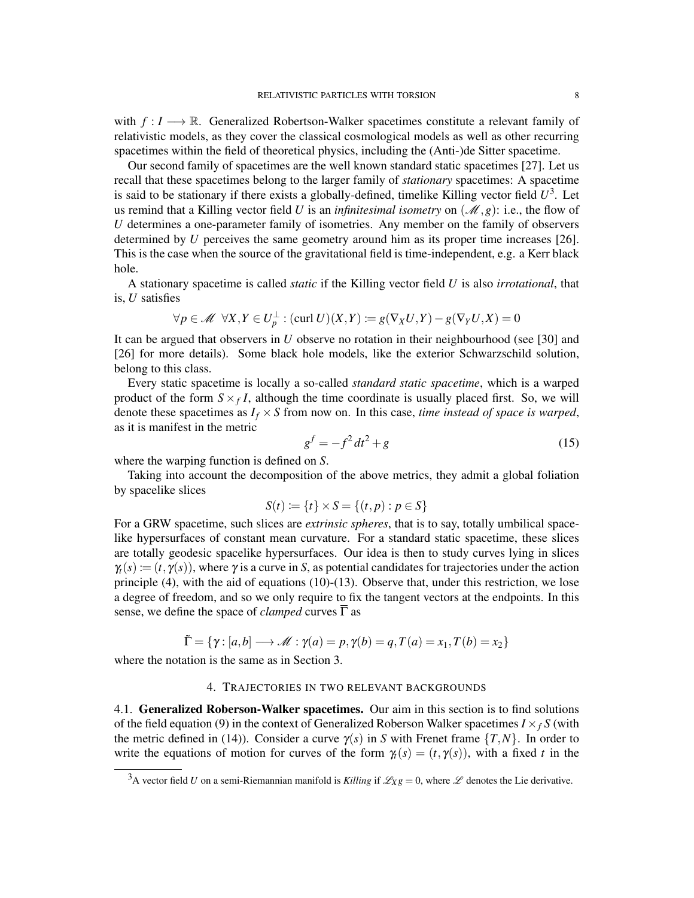with $f : I \longrightarrow \mathbb{R}$. Generalized Robertson-Walker spacetimes constitute a relevant family of relativistic models, as they cover the classical cosmological models as well as other recurring spacetimes within the field of theoretical physics, including the (Anti-)de Sitter spacetime.

Our second family of spacetimes are the well known standard static spacetimes [27]. Let us recall that these spacetimes belong to the larger family of *stationary* spacetimes: A spacetime is said to be stationary if there exists a globally-defined, timelike Killing vector field $U$[3]. Let us remind that a Killing vector field $U$ is an *infinitesimal isometry* on $(\mathscr{M}, g)$: i.e., the flow of $U$ determines a one-parameter family of isometries. Any member on the family of observers determined by $U$ perceives the same geometry around him as its proper time increases [26]. This is the case when the source of the gravitational field is time-independent, e.g. a Kerr black hole.

A stationary spacetime is called *static* if the Killing vector field $U$ is also *irrotational*, that is, $U$ satisfies

$$\forall p \in \mathscr{M} \;\; \forall X, Y \in U_p^{\perp} : (\operatorname{curl} U)(X,Y) := g(\nabla_X U, Y) - g(\nabla_Y U, X) = 0$$

It can be argued that observers in $U$ observe no rotation in their neighbourhood (see [30] and [26] for more details). Some black hole models, like the exterior Schwarzschild solution, belong to this class.

Every static spacetime is locally a so-called *standard static spacetime*, which is a warped product of the form $S \times_f I$, although the time coordinate is usually placed first. So, we will denote these spacetimes as $I_f \times S$ from now on. In this case, *time instead of space is warped*, as it is manifest in the metric

$$g^f = -f^2\, dt^2 + g \tag{15}$$

where the warping function is defined on $S$.

Taking into account the decomposition of the above metrics, they admit a global foliation by spacelike slices

$$S(t) := \{t\} \times S = \{(t,p) : p \in S\}$$

For a GRW spacetime, such slices are *extrinsic spheres*, that is to say, totally umbilical spacelike hypersurfaces of constant mean curvature. For a standard static spacetime, these slices are totally geodesic spacelike hypersurfaces. Our idea is then to study curves lying in slices $\gamma_t(s) := (t, \gamma(s))$, where $\gamma$ is a curve in $S$, as potential candidates for trajectories under the action principle (4), with the aid of equations (10)-(13). Observe that, under this restriction, we lose a degree of freedom, and so we only require to fix the tangent vectors at the endpoints. In this sense, we define the space of *clamped* curves $\overline{\Gamma}$ as

$$\tilde{\Gamma} = \{\gamma : [a,b] \longrightarrow \mathscr{M} : \gamma(a) = p, \gamma(b) = q, T(a) = x_1, T(b) = x_2\}$$

where the notation is the same as in Section 3.

## 4. Trajectories in two relevant backgrounds

**4.1. Generalized Roberson-Walker spacetimes.** Our aim in this section is to find solutions of the field equation (9) in the context of Generalized Roberson Walker spacetimes $I \times_f S$ (with the metric defined in (14)). Consider a curve $\gamma(s)$ in $S$ with Frenet frame $\{T, N\}$. In order to write the equations of motion for curves of the form $\gamma_t(s) = (t, \gamma(s))$, with a fixed $t$ in the

[3] A vector field $U$ on a semi-Riemannian manifold is *Killing* if $\mathscr{L}_X g = 0$, where $\mathscr{L}$ denotes the Lie derivative.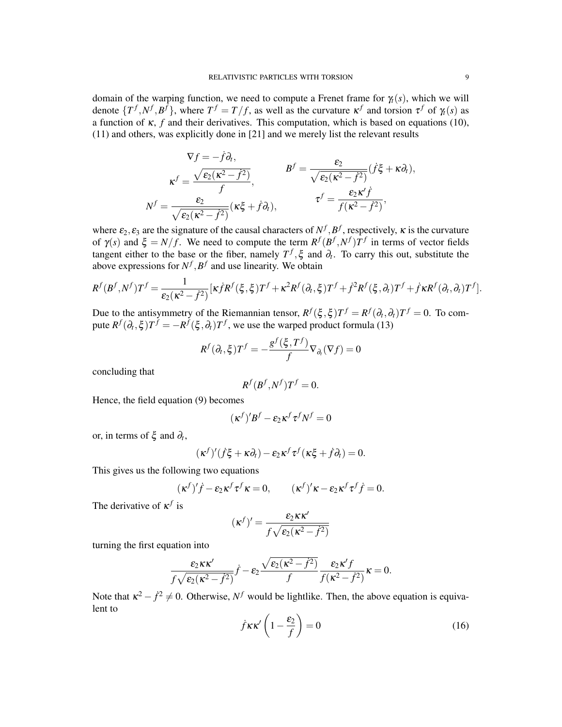domain of the warping function, we need to compute a Frenet frame for $\gamma_t(s)$, which we will denote $\{T^f, N^f, B^f\}$, where $T^f = T/f$, as well as the curvature $\kappa^f$ and torsion $\tau^f$ of $\gamma_t(s)$ as a function of $\kappa$, $f$ and their derivatives. This computation, which is based on equations (10), (11) and others, was explicitly done in [21] and we merely list the relevant results

$$
\begin{aligned}
&\nabla f = -\dot{f}\partial_t, \\
&\kappa^f = \frac{\sqrt{\varepsilon_2(\kappa^2 - \dot{f}^2)}}{f}, \qquad B^f = \frac{\varepsilon_2}{\sqrt{\varepsilon_2(\kappa^2 - \dot{f}^2)}}(\dot{f}\xi + \kappa\partial_t), \\
&N^f = \frac{\varepsilon_2}{\sqrt{\varepsilon_2(\kappa^2 - \dot{f}^2)}}(\kappa\xi + \dot{f}\partial_t), \qquad \tau^f = \frac{\varepsilon_2\kappa'\dot{f}}{f(\kappa^2 - \dot{f}^2)},
\end{aligned}
$$

where $\varepsilon_2, \varepsilon_3$ are the signature of the causal characters of $N^f, B^f$, respectively, $\kappa$ is the curvature of $\gamma(s)$ and $\xi = N/f$. We need to compute the term $R^f(B^f, N^f)T^f$ in terms of vector fields tangent either to the base or the fiber, namely $T^f, \xi$ and $\partial_t$. To carry this out, substitute the above expressions for $N^f, B^f$ and use linearity. We obtain

$$
R^f(B^f,N^f)T^f = \frac{1}{\varepsilon_2(\kappa^2 - \dot{f}^2)}[\kappa\dot{f}R^f(\xi,\xi)T^f + \kappa^2 R^f(\partial_t,\xi)T^f + \dot{f}^2 R^f(\xi,\partial_t)T^f + \dot{f}\kappa R^f(\partial_t,\partial_t)T^f].
$$

Due to the antisymmetry of the Riemannian tensor, $R^f(\xi,\xi)T^f = R^f(\partial_t,\partial_t)T^f = 0$. To compute $R^f(\partial_t,\xi)T^f = -R^f(\xi,\partial_t)T^f$, we use the warped product formula (13)

$$
R^f(\partial_t,\xi)T^f = -\frac{g^f(\xi,T^f)}{f}\nabla_{\partial_t}(\nabla f) = 0
$$

concluding that

$$
R^f(B^f,N^f)T^f = 0.
$$

Hence, the field equation (9) becomes

$$
(\kappa^f)'B^f - \varepsilon_2\kappa^f\tau^f N^f = 0
$$

or, in terms of $\xi$ and $\partial_t$,

$$
(\kappa^f)'(\dot{f}\xi + \kappa\partial_t) - \varepsilon_2\kappa^f\tau^f(\kappa\xi + \dot{f}\partial_t) = 0.
$$

This gives us the following two equations

$$
(\kappa^f)'\dot{f} - \varepsilon_2\kappa^f\tau^f\kappa = 0, \qquad (\kappa^f)'\kappa - \varepsilon_2\kappa^f\tau^f\dot{f} = 0.
$$

The derivative of $\kappa^f$ is

$$
(\kappa^f)' = \frac{\varepsilon_2\kappa\kappa'}{f\sqrt{\varepsilon_2(\kappa^2 - \dot{f}^2)}}
$$

turning the first equation into

$$
\frac{\varepsilon_2\kappa\kappa'}{f\sqrt{\varepsilon_2(\kappa^2 - \dot{f}^2)}}\dot{f} - \varepsilon_2\frac{\sqrt{\varepsilon_2(\kappa^2 - \dot{f}^2)}}{f}\frac{\varepsilon_2\kappa' f}{f(\kappa^2 - \dot{f}^2)}\kappa = 0.
$$

Note that $\kappa^2 - \dot{f}^2 \neq 0$. Otherwise, $N^f$ would be lightlike. Then, the above equation is equivalent to

$$
\dot{f}\kappa\kappa'\left(1 - \frac{\varepsilon_2}{f}\right) = 0 \tag{16}
$$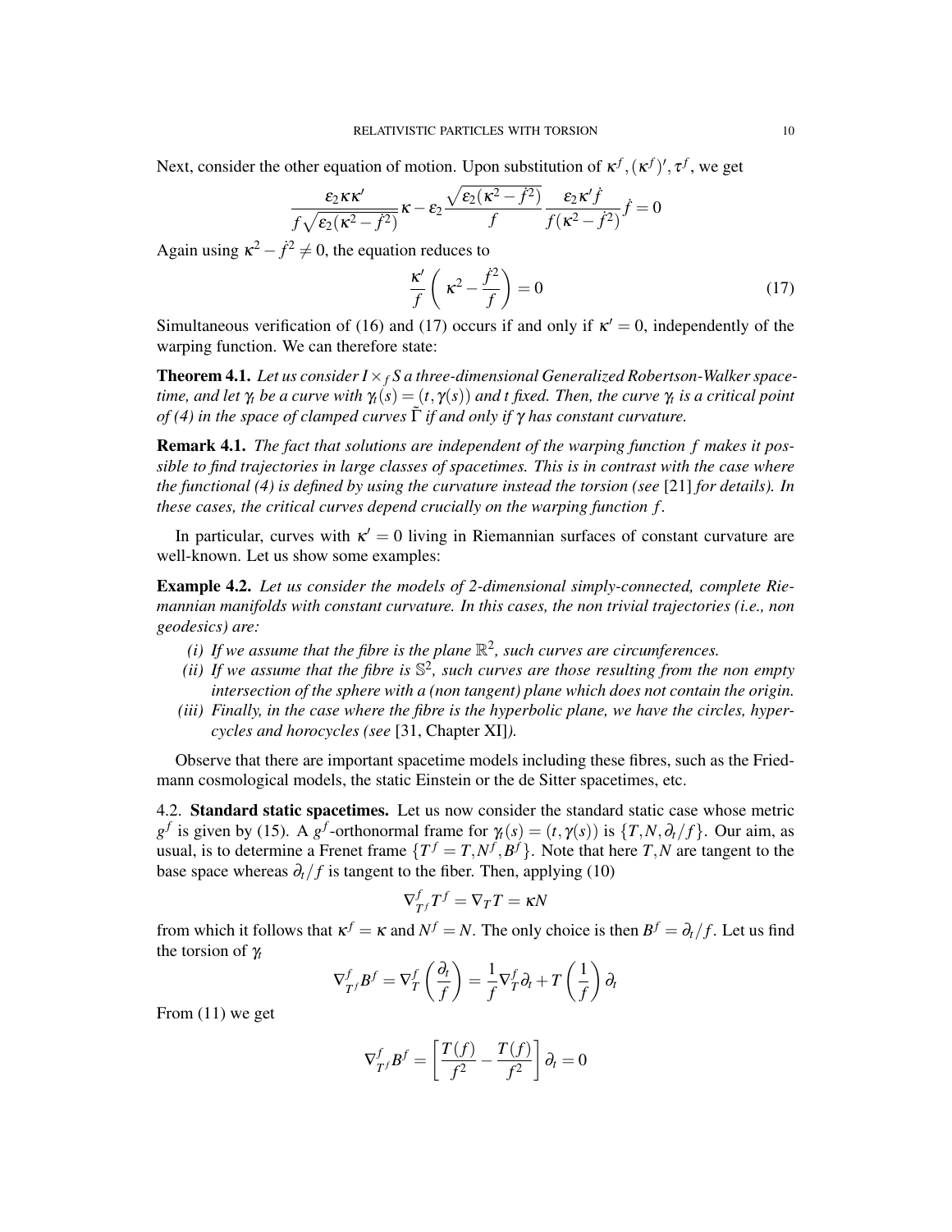Next, consider the other equation of motion. Upon substitution of $\kappa^f, (\kappa^f)', \tau^f$, we get

$$\frac{\varepsilon_2 \kappa \kappa'}{f\sqrt{\varepsilon_2(\kappa^2 - \dot{f}^2)}}\kappa - \varepsilon_2 \frac{\sqrt{\varepsilon_2(\kappa^2 - \dot{f}^2)}}{f} \frac{\varepsilon_2 \kappa' \dot{f}}{f(\kappa^2 - \dot{f}^2)} \dot{f} = 0$$

Again using $\kappa^2 - \dot{f}^2 \neq 0$, the equation reduces to

$$\frac{\kappa'}{f}\left( \kappa^2 - \frac{\dot{f}^2}{f} \right) = 0 \tag{17}$$

Simultaneous verification of (16) and (17) occurs if and only if $\kappa' = 0$, independently of the warping function. We can therefore state:

**Theorem 4.1.** *Let us consider $I \times_f S$ a three-dimensional Generalized Robertson-Walker spacetime, and let $\gamma_t$ be a curve with $\gamma_t(s) = (t, \gamma(s))$ and $t$ fixed. Then, the curve $\gamma_t$ is a critical point of (4) in the space of clamped curves $\tilde{\Gamma}$ if and only if $\gamma$ has constant curvature.*

**Remark 4.1.** *The fact that solutions are independent of the warping function $f$ makes it possible to find trajectories in large classes of spacetimes. This is in contrast with the case where the functional (4) is defined by using the curvature instead the torsion (see* [21] *for details). In these cases, the critical curves depend crucially on the warping function $f$.*

In particular, curves with $\kappa' = 0$ living in Riemannian surfaces of constant curvature are well-known. Let us show some examples:

**Example 4.2.** *Let us consider the models of 2-dimensional simply-connected, complete Riemannian manifolds with constant curvature. In this cases, the non trivial trajectories (i.e., non geodesics) are:*

*(i) If we assume that the fibre is the plane $\mathbb{R}^2$, such curves are circumferences.*

*(ii) If we assume that the fibre is $\mathbb{S}^2$, such curves are those resulting from the non empty intersection of the sphere with a (non tangent) plane which does not contain the origin.*

*(iii) Finally, in the case where the fibre is the hyperbolic plane, we have the circles, hypercycles and horocycles (see* [31, Chapter XI]*).*

Observe that there are important spacetime models including these fibres, such as the Friedmann cosmological models, the static Einstein or the de Sitter spacetimes, etc.

4.2. **Standard static spacetimes.** Let us now consider the standard static case whose metric $g^f$ is given by (15). A $g^f$-orthonormal frame for $\gamma_t(s) = (t, \gamma(s))$ is $\{T, N, \partial_t / f\}$. Our aim, as usual, is to determine a Frenet frame $\{T^f = T, N^f, B^f\}$. Note that here $T, N$ are tangent to the base space whereas $\partial_t / f$ is tangent to the fiber. Then, applying (10)

$$\nabla^f_{T^f} T^f = \nabla_T T = \kappa N$$

from which it follows that $\kappa^f = \kappa$ and $N^f = N$. The only choice is then $B^f = \partial_t / f$. Let us find the torsion of $\gamma_t$

$$\nabla^f_{T^f} B^f = \nabla^f_T \left( \frac{\partial_t}{f} \right) = \frac{1}{f} \nabla^f_T \partial_t + T\left( \frac{1}{f} \right) \partial_t$$

From (11) we get

$$\nabla^f_{T^f} B^f = \left[ \frac{T(f)}{f^2} - \frac{T(f)}{f^2} \right] \partial_t = 0$$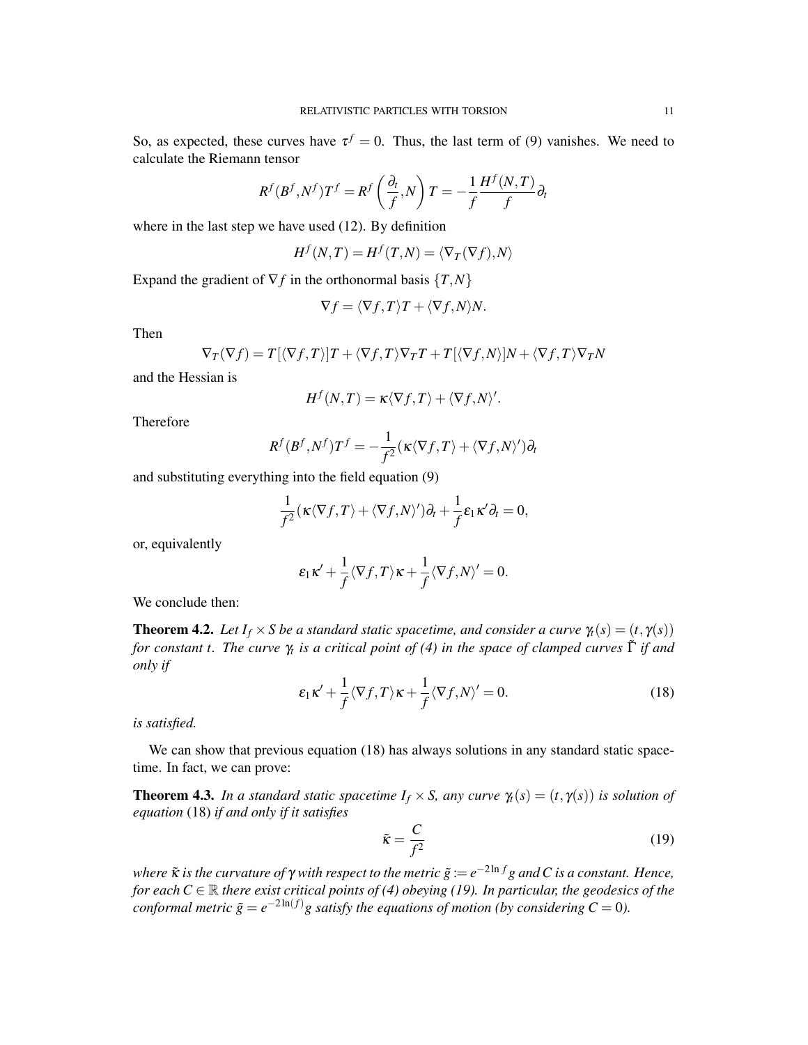So, as expected, these curves have $\tau^f = 0$. Thus, the last term of (9) vanishes. We need to calculate the Riemann tensor

$$R^f(B^f, N^f)T^f = R^f\left(\frac{\partial_t}{f}, N\right)T = -\frac{1}{f}\frac{H^f(N,T)}{f}\partial_t$$

where in the last step we have used (12). By definition

$$H^f(N,T) = H^f(T,N) = \langle \nabla_T(\nabla f), N\rangle$$

Expand the gradient of $\nabla f$ in the orthonormal basis $\{T, N\}$

$$\nabla f = \langle \nabla f, T\rangle T + \langle \nabla f, N\rangle N.$$

Then

$$\nabla_T(\nabla f) = T[\langle \nabla f, T\rangle]T + \langle \nabla f, T\rangle \nabla_T T + T[\langle \nabla f, N\rangle]N + \langle \nabla f, T\rangle \nabla_T N$$

and the Hessian is

$$H^f(N,T) = \kappa\langle \nabla f, T\rangle + \langle \nabla f, N\rangle'.$$

Therefore

$$R^f(B^f, N^f)T^f = -\frac{1}{f^2}(\kappa\langle \nabla f, T\rangle + \langle \nabla f, N\rangle')\partial_t$$

and substituting everything into the field equation (9)

$$\frac{1}{f^2}(\kappa\langle \nabla f, T\rangle + \langle \nabla f, N\rangle')\partial_t + \frac{1}{f}\varepsilon_1\kappa'\partial_t = 0,$$

or, equivalently

$$\varepsilon_1\kappa' + \frac{1}{f}\langle \nabla f, T\rangle\kappa + \frac{1}{f}\langle \nabla f, N\rangle' = 0.$$

We conclude then:

**Theorem 4.2.** *Let $I_f \times S$ be a standard static spacetime, and consider a curve $\gamma_t(s) = (t, \gamma(s))$ for constant $t$. The curve $\gamma_t$ is a critical point of (4) in the space of clamped curves $\tilde{\Gamma}$ if and only if*

$$\varepsilon_1\kappa' + \frac{1}{f}\langle \nabla f, T\rangle\kappa + \frac{1}{f}\langle \nabla f, N\rangle' = 0. \tag{18}$$

*is satisfied.*

We can show that previous equation (18) has always solutions in any standard static spacetime. In fact, we can prove:

**Theorem 4.3.** *In a standard static spacetime $I_f \times S$, any curve $\gamma_t(s) = (t, \gamma(s))$ is solution of equation* (18) *if and only if it satisfies*

$$\tilde{\kappa} = \frac{C}{f^2} \tag{19}$$

*where $\tilde{\kappa}$ is the curvature of $\gamma$ with respect to the metric $\tilde{g} := e^{-2\ln f}g$ and $C$ is a constant. Hence, for each $C \in \mathbb{R}$ there exist critical points of (4) obeying (19). In particular, the geodesics of the conformal metric $\tilde{g} = e^{-2\ln(f)}g$ satisfy the equations of motion (by considering $C = 0$).*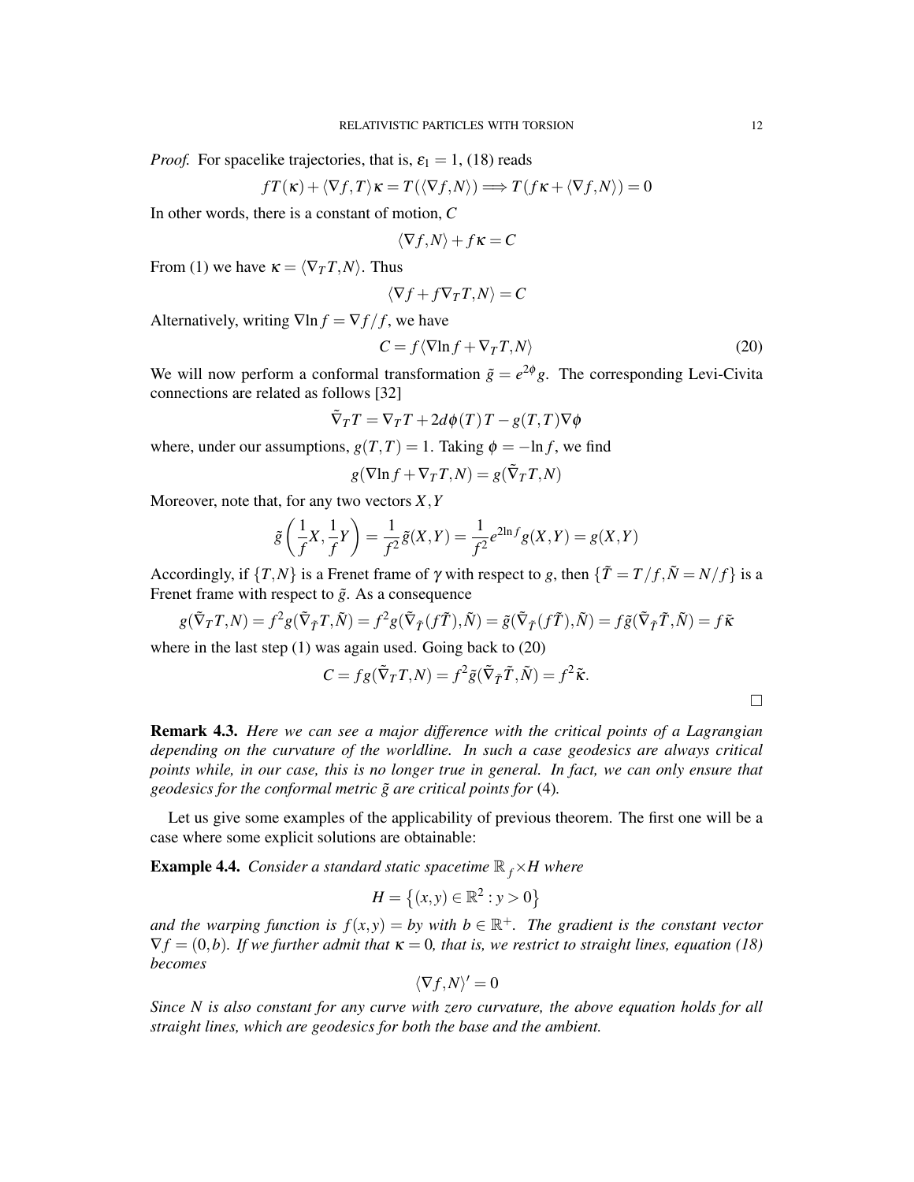*Proof.* For spacelike trajectories, that is, $\varepsilon_1 = 1$, (18) reads

$$f T(\kappa) + \langle \nabla f, T \rangle \kappa = T(\langle \nabla f, N \rangle) \Longrightarrow T(f\kappa + \langle \nabla f, N \rangle) = 0$$

In other words, there is a constant of motion, $C$

$$\langle \nabla f, N \rangle + f\kappa = C$$

From (1) we have $\kappa = \langle \nabla_T T, N \rangle$. Thus

$$\langle \nabla f + f \nabla_T T, N \rangle = C$$

Alternatively, writing $\nabla \ln f = \nabla f / f$, we have

$$C = f \langle \nabla \ln f + \nabla_T T, N \rangle \tag{20}$$

We will now perform a conformal transformation $\tilde{g} = e^{2\phi} g$. The corresponding Levi-Civita connections are related as follows [32]

$$\tilde{\nabla}_T T = \nabla_T T + 2d\phi(T)T - g(T,T)\nabla \phi$$

where, under our assumptions, $g(T,T) = 1$. Taking $\phi = -\ln f$, we find

$$g(\nabla \ln f + \nabla_T T, N) = g(\tilde{\nabla}_T T, N)$$

Moreover, note that, for any two vectors $X, Y$

$$\tilde{g}\left(\frac{1}{f}X, \frac{1}{f}Y\right) = \frac{1}{f^2}\tilde{g}(X,Y) = \frac{1}{f^2}e^{2\ln f} g(X,Y) = g(X,Y)$$

Accordingly, if $\{T, N\}$ is a Frenet frame of $\gamma$ with respect to $g$, then $\{\tilde{T} = T/f, \tilde{N} = N/f\}$ is a Frenet frame with respect to $\tilde{g}$. As a consequence

$$g(\tilde{\nabla}_T T, N) = f^2 g(\tilde{\nabla}_T T, \tilde{N}) = f^2 g(\tilde{\nabla}_{\tilde{T}}(f\tilde{T}), \tilde{N}) = \tilde{g}(\tilde{\nabla}_{\tilde{T}}(f\tilde{T}), \tilde{N}) = f\tilde{g}(\tilde{\nabla}_{\tilde{T}}\tilde{T}, \tilde{N}) = f\tilde{\kappa}$$

where in the last step (1) was again used. Going back to (20)

$$C = f g(\tilde{\nabla}_T T, N) = f^2 \tilde{g}(\tilde{\nabla}_{\tilde{T}}\tilde{T}, \tilde{N}) = f^2 \tilde{\kappa}.$$

□

**Remark 4.3.** *Here we can see a major difference with the critical points of a Lagrangian depending on the curvature of the worldline. In such a case geodesics are always critical points while, in our case, this is no longer true in general. In fact, we can only ensure that geodesics for the conformal metric $\tilde{g}$ are critical points for* (4)*.*

Let us give some examples of the applicability of previous theorem. The first one will be a case where some explicit solutions are obtainable:

**Example 4.4.** *Consider a standard static spacetime $\mathbb{R}_f \times H$ where*

$$H = \{(x,y) \in \mathbb{R}^2 : y > 0\}$$

*and the warping function is $f(x,y) = by$ with $b \in \mathbb{R}^+$. The gradient is the constant vector $\nabla f = (0, b)$. If we further admit that $\kappa = 0$, that is, we restrict to straight lines, equation (18) becomes*

$$\langle \nabla f, N \rangle' = 0$$

*Since $N$ is also constant for any curve with zero curvature, the above equation holds for all straight lines, which are geodesics for both the base and the ambient.*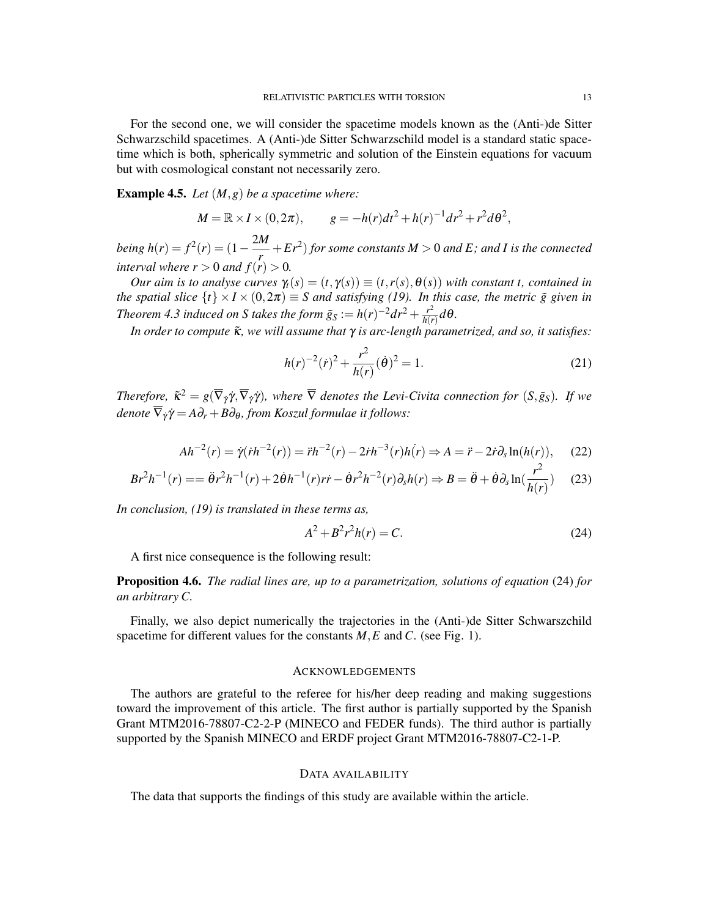For the second one, we will consider the spacetime models known as the (Anti-)de Sitter Schwarzschild spacetimes. A (Anti-)de Sitter Schwarzschild model is a standard static spacetime which is both, spherically symmetric and solution of the Einstein equations for vacuum but with cosmological constant not necessarily zero.

**Example 4.5.** *Let $(M,g)$ be a spacetime where:*

$$M = \mathbb{R} \times I \times (0,2\pi), \qquad g = -h(r)dt^2 + h(r)^{-1}dr^2 + r^2 d\theta^2,$$

*being $h(r) = f^2(r) = (1 - \frac{2M}{r} + Er^2)$ for some constants $M > 0$ and $E$; and $I$ is the connected interval where $r > 0$ and $f(r) > 0$.*

*Our aim is to analyse curves $\gamma_t(s) = (t,\gamma(s)) \equiv (t, r(s), \theta(s))$ with constant $t$, contained in the spatial slice $\{t\} \times I \times (0,2\pi) \equiv S$ and satisfying (19). In this case, the metric $\tilde{g}$ given in Theorem 4.3 induced on $S$ takes the form $\tilde{g}_S := h(r)^{-2}dr^2 + \frac{r^2}{h(r)}d\theta$.*

*In order to compute $\tilde{\kappa}$, we will assume that $\gamma$ is arc-length parametrized, and so, it satisfies:*

$$h(r)^{-2}(\dot{r})^2 + \frac{r^2}{h(r)}(\dot{\theta})^2 = 1. \tag{21}$$

*Therefore, $\tilde{\kappa}^2 = g(\overline{\nabla}_{\dot{\gamma}}\dot{\gamma}, \overline{\nabla}_{\dot{\gamma}}\dot{\gamma})$, where $\overline{\nabla}$ denotes the Levi-Civita connection for $(S, \tilde{g}_S)$. If we denote $\overline{\nabla}_{\dot{\gamma}}\dot{\gamma} = A\partial_r + B\partial_\theta$, from Koszul formulae it follows:*

$$Ah^{-2}(r) = \dot{\gamma}(\dot{r}h^{-2}(r)) = \ddot{r}h^{-2}(r) - 2\dot{r}h^{-3}(r)\dot{h(r)} \Rightarrow A = \ddot{r} - 2\dot{r}\partial_s \ln(h(r)), \tag{22}$$

$$Br^2h^{-1}(r) == \ddot{\theta}r^2h^{-1}(r) + 2\dot{\theta}h^{-1}(r)r\dot{r} - \dot{\theta}r^2h^{-2}(r)\partial_s h(r) \Rightarrow B = \ddot{\theta} + \dot{\theta}\partial_s \ln(\frac{r^2}{h(r)}) \tag{23}$$

*In conclusion, (19) is translated in these terms as,*

$$A^2 + B^2r^2h(r) = C. \tag{24}$$

A first nice consequence is the following result:

**Proposition 4.6.** *The radial lines are, up to a parametrization, solutions of equation* (24) *for an arbitrary $C$.*

Finally, we also depict numerically the trajectories in the (Anti-)de Sitter Schwarszchild spacetime for different values for the constants $M, E$ and $C$. (see Fig. 1).

## Acknowledgements

The authors are grateful to the referee for his/her deep reading and making suggestions toward the improvement of this article. The first author is partially supported by the Spanish Grant MTM2016-78807-C2-2-P (MINECO and FEDER funds). The third author is partially supported by the Spanish MINECO and ERDF project Grant MTM2016-78807-C2-1-P.

## Data availability

The data that supports the findings of this study are available within the article.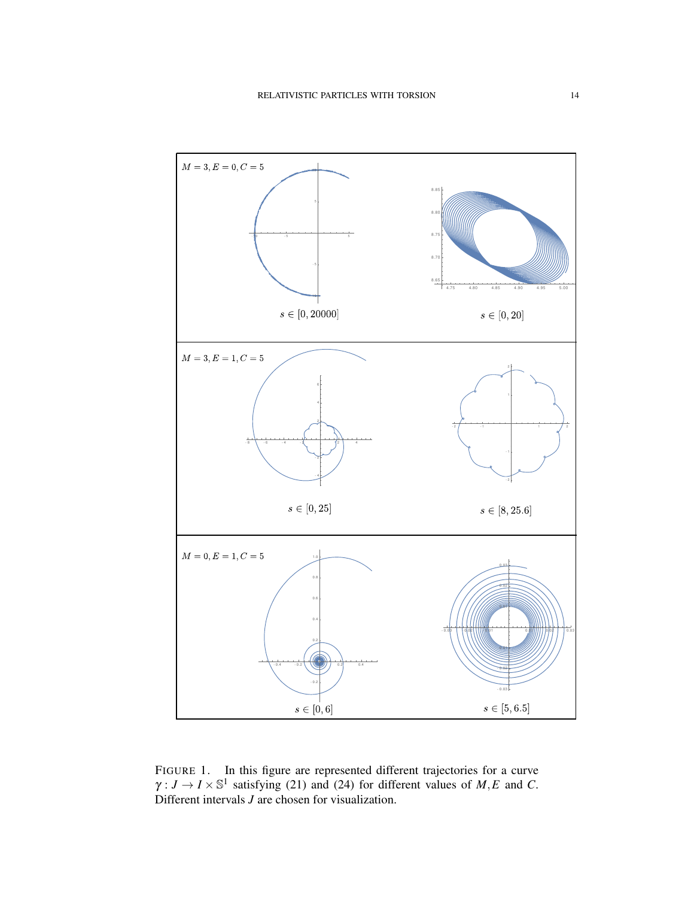$M = 3, E = 0, C = 5$

$s \in [0, 20000]$

$s \in [0, 20]$

$M = 3, E = 1, C = 5$

$s \in [0, 25]$

$s \in [8, 25.6]$

$M = 0, E = 1, C = 5$

$s \in [0, 6]$

$s \in [5, 6.5]$

FIGURE 1. In this figure are represented different trajectories for a curve $\gamma : J \to I \times \mathbb{S}^1$ satisfying (21) and (24) for different values of $M, E$ and $C$. Different intervals $J$ are chosen for visualization.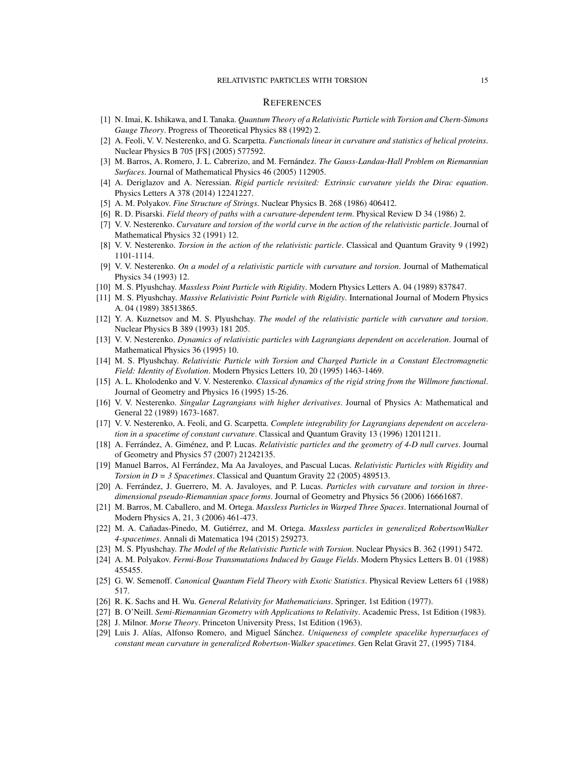## REFERENCES

[1] N. Imai, K. Ishikawa, and I. Tanaka. *Quantum Theory of a Relativistic Particle with Torsion and Chern-Simons Gauge Theory*. Progress of Theoretical Physics 88 (1992) 2.

[2] A. Feoli, V. V. Nesterenko, and G. Scarpetta. *Functionals linear in curvature and statistics of helical proteins*. Nuclear Physics B 705 [FS] (2005) 577592.

[3] M. Barros, A. Romero, J. L. Cabrerizo, and M. Fernández. *The Gauss-Landau-Hall Problem on Riemannian Surfaces*. Journal of Mathematical Physics 46 (2005) 112905.

[4] A. Deriglazov and A. Neressian. *Rigid particle revisited: Extrinsic curvature yields the Dirac equation*. Physics Letters A 378 (2014) 12241227.

[5] A. M. Polyakov. *Fine Structure of Strings*. Nuclear Physics B. 268 (1986) 406412.

[6] R. D. Pisarski. *Field theory of paths with a curvature-dependent term*. Physical Review D 34 (1986) 2.

[7] V. V. Nesterenko. *Curvature and torsion of the world curve in the action of the relativistic particle*. Journal of Mathematical Physics 32 (1991) 12.

[8] V. V. Nesterenko. *Torsion in the action of the relativistic particle*. Classical and Quantum Gravity 9 (1992) 1101-1114.

[9] V. V. Nesterenko. *On a model of a relativistic particle with curvature and torsion*. Journal of Mathematical Physics 34 (1993) 12.

[10] M. S. Plyushchay. *Massless Point Particle with Rigidity*. Modern Physics Letters A. 04 (1989) 837847.

[11] M. S. Plyushchay. *Massive Relativistic Point Particle with Rigidity*. International Journal of Modern Physics A. 04 (1989) 38513865.

[12] Y. A. Kuznetsov and M. S. Plyushchay. *The model of the relativistic particle with curvature and torsion*. Nuclear Physics B 389 (1993) 181 205.

[13] V. V. Nesterenko. *Dynamics of relativistic particles with Lagrangians dependent on acceleration*. Journal of Mathematical Physics 36 (1995) 10.

[14] M. S. Plyushchay. *Relativistic Particle with Torsion and Charged Particle in a Constant Electromagnetic Field: Identity of Evolution*. Modern Physics Letters 10, 20 (1995) 1463-1469.

[15] A. L. Kholodenko and V. V. Nesterenko. *Classical dynamics of the rigid string from the Willmore functional*. Journal of Geometry and Physics 16 (1995) 15-26.

[16] V. V. Nesterenko. *Singular Lagrangians with higher derivatives*. Journal of Physics A: Mathematical and General 22 (1989) 1673-1687.

[17] V. V. Nesterenko, A. Feoli, and G. Scarpetta. *Complete integrability for Lagrangians dependent on acceleration in a spacetime of constant curvature*. Classical and Quantum Gravity 13 (1996) 12011211.

[18] A. Ferrández, A. Giménez, and P. Lucas. *Relativistic particles and the geometry of 4-D null curves*. Journal of Geometry and Physics 57 (2007) 21242135.

[19] Manuel Barros, Al Ferrández, Ma Aa Javaloyes, and Pascual Lucas. *Relativistic Particles with Rigidity and Torsion in D = 3 Spacetimes*. Classical and Quantum Gravity 22 (2005) 489513.

[20] A. Ferrández, J. Guerrero, M. A. Javaloyes, and P. Lucas. *Particles with curvature and torsion in three-dimensional pseudo-Riemannian space forms*. Journal of Geometry and Physics 56 (2006) 16661687.

[21] M. Barros, M. Caballero, and M. Ortega. *Massless Particles in Warped Three Spaces*. International Journal of Modern Physics A, 21, 3 (2006) 461-473.

[22] M. A. Cañadas-Pinedo, M. Gutiérrez, and M. Ortega. *Massless particles in generalized RobertsonWalker 4-spacetimes*. Annali di Matematica 194 (2015) 259273.

[23] M. S. Plyushchay. *The Model of the Relativistic Particle with Torsion*. Nuclear Physics B. 362 (1991) 5472.

[24] A. M. Polyakov. *Fermi-Bose Transmutations Induced by Gauge Fields*. Modern Physics Letters B. 01 (1988) 455455.

[25] G. W. Semenoff. *Canonical Quantum Field Theory with Exotic Statistics*. Physical Review Letters 61 (1988) 517.

[26] R. K. Sachs and H. Wu. *General Relativity for Mathematicians*. Springer, 1st Edition (1977).

[27] B. O'Neill. *Semi-Riemannian Geometry with Applications to Relativity*. Academic Press, 1st Edition (1983).

[28] J. Milnor. *Morse Theory*. Princeton University Press, 1st Edition (1963).

[29] Luis J. Alías, Alfonso Romero, and Miguel Sánchez. *Uniqueness of complete spacelike hypersurfaces of constant mean curvature in generalized Robertson-Walker spacetimes*. Gen Relat Gravit 27, (1995) 7184.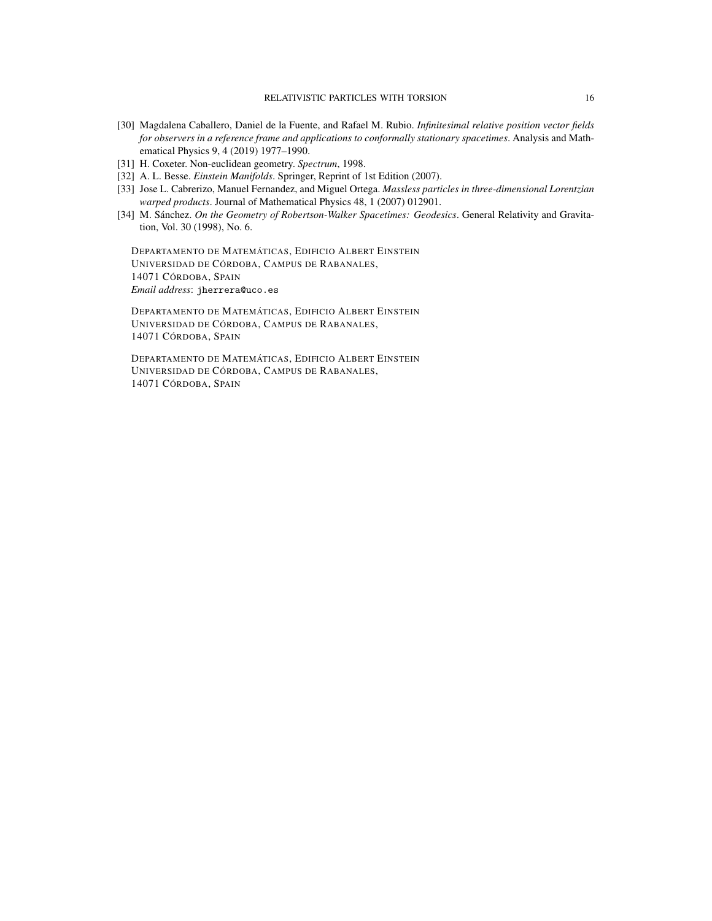[30] Magdalena Caballero, Daniel de la Fuente, and Rafael M. Rubio. *Infinitesimal relative position vector fields for observers in a reference frame and applications to conformally stationary spacetimes*. Analysis and Mathematical Physics 9, 4 (2019) 1977–1990.

[31] H. Coxeter. Non-euclidean geometry. *Spectrum*, 1998.

[32] A. L. Besse. *Einstein Manifolds*. Springer, Reprint of 1st Edition (2007).

[33] Jose L. Cabrerizo, Manuel Fernandez, and Miguel Ortega. *Massless particles in three-dimensional Lorentzian warped products*. Journal of Mathematical Physics 48, 1 (2007) 012901.

[34] M. Sánchez. *On the Geometry of Robertson-Walker Spacetimes: Geodesics*. General Relativity and Gravitation, Vol. 30 (1998), No. 6.

DEPARTAMENTO DE MATEMÁTICAS, EDIFICIO ALBERT EINSTEIN
UNIVERSIDAD DE CÓRDOBA, CAMPUS DE RABANALES,
14071 CÓRDOBA, SPAIN
*Email address*: jherrera@uco.es

DEPARTAMENTO DE MATEMÁTICAS, EDIFICIO ALBERT EINSTEIN
UNIVERSIDAD DE CÓRDOBA, CAMPUS DE RABANALES,
14071 CÓRDOBA, SPAIN

DEPARTAMENTO DE MATEMÁTICAS, EDIFICIO ALBERT EINSTEIN
UNIVERSIDAD DE CÓRDOBA, CAMPUS DE RABANALES,
14071 CÓRDOBA, SPAIN